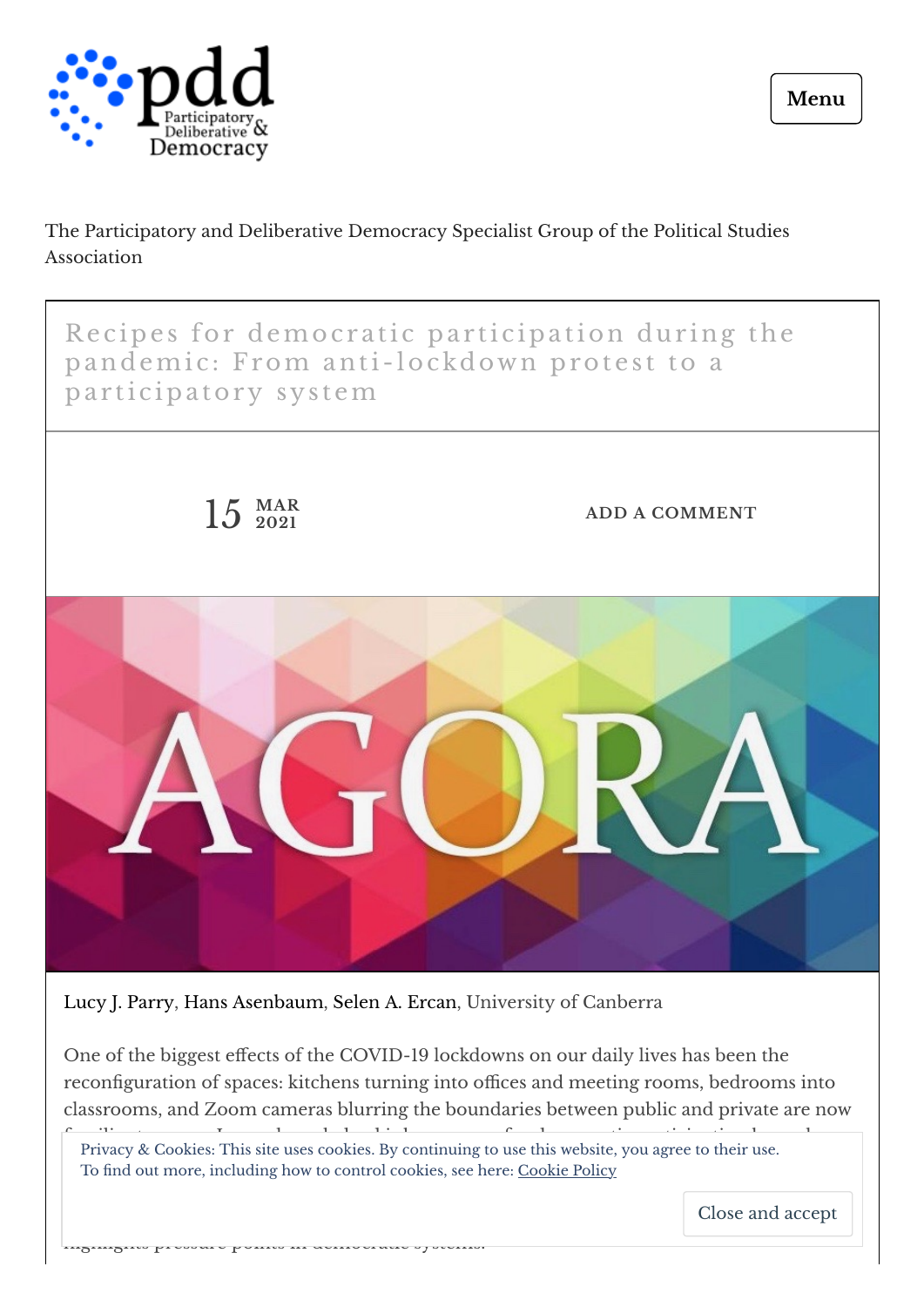The Participatory and Deliberative Democracy Specialist Group of the Political Studies Association

# Recipes for democratic participation during the pandemic: From anti-lockdown protest to a participatory system

15 MAR 2021

ADD A COMMENT

Lucy J. Parry, Hans Asenbaum, Selen A. Ercan, University of Canberra

One of the biggest effects of the COVID-19 lockdowns on our daily lives has been the reconfiguration of spaces: kitchens turning into offices and meeting rooms, bedrooms into classrooms, and Zoom cameras blurring the boundaries between public and private are now

Privacy & Cookies: This site uses cookies. By continuing to use this website, you agree to their use.
To find out more, including how to control cookies, see here: Cookie Policy

Close and accept

highlights pressure points in democratic systems.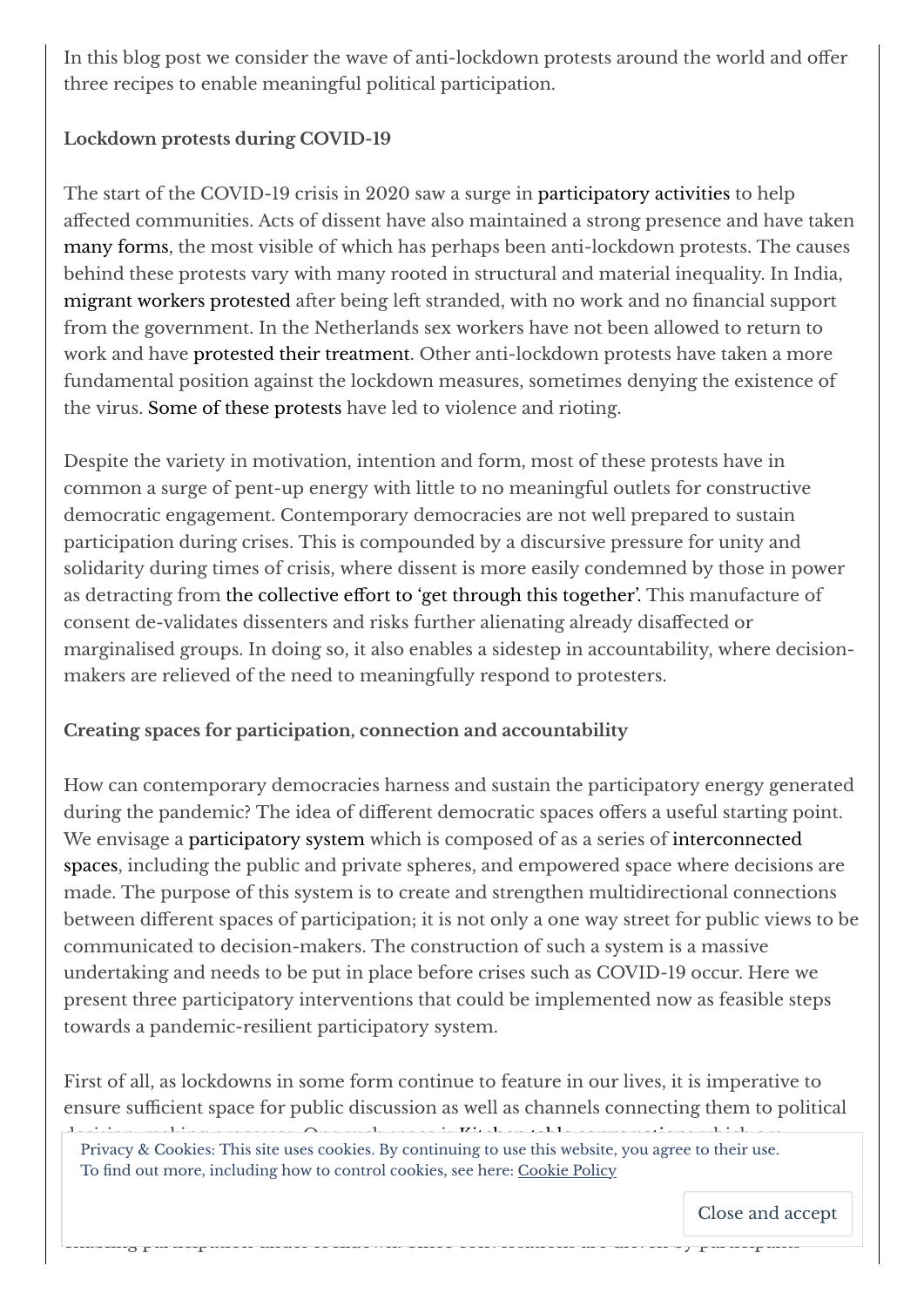In this blog post we consider the wave of anti-lockdown protests around the world and offer three recipes to enable meaningful political participation.

**Lockdown protests during COVID-19**

The start of the COVID-19 crisis in 2020 saw a surge in participatory activities to help affected communities. Acts of dissent have also maintained a strong presence and have taken many forms, the most visible of which has perhaps been anti-lockdown protests. The causes behind these protests vary with many rooted in structural and material inequality. In India, migrant workers protested after being left stranded, with no work and no financial support from the government. In the Netherlands sex workers have not been allowed to return to work and have protested their treatment. Other anti-lockdown protests have taken a more fundamental position against the lockdown measures, sometimes denying the existence of the virus. Some of these protests have led to violence and rioting.

Despite the variety in motivation, intention and form, most of these protests have in common a surge of pent-up energy with little to no meaningful outlets for constructive democratic engagement. Contemporary democracies are not well prepared to sustain participation during crises. This is compounded by a discursive pressure for unity and solidarity during times of crisis, where dissent is more easily condemned by those in power as detracting from the collective effort to 'get through this together'. This manufacture of consent de-validates dissenters and risks further alienating already disaffected or marginalised groups. In doing so, it also enables a sidestep in accountability, where decision-makers are relieved of the need to meaningfully respond to protesters.

**Creating spaces for participation, connection and accountability**

How can contemporary democracies harness and sustain the participatory energy generated during the pandemic? The idea of different democratic spaces offers a useful starting point. We envisage a participatory system which is composed of as a series of interconnected spaces, including the public and private spheres, and empowered space where decisions are made. The purpose of this system is to create and strengthen multidirectional connections between different spaces of participation; it is not only a one way street for public views to be communicated to decision-makers. The construction of such a system is a massive undertaking and needs to be put in place before crises such as COVID-19 occur. Here we present three participatory interventions that could be implemented now as feasible steps towards a pandemic-resilient participatory system.

First of all, as lockdowns in some form continue to feature in our lives, it is imperative to ensure sufficient space for public discussion as well as channels connecting them to political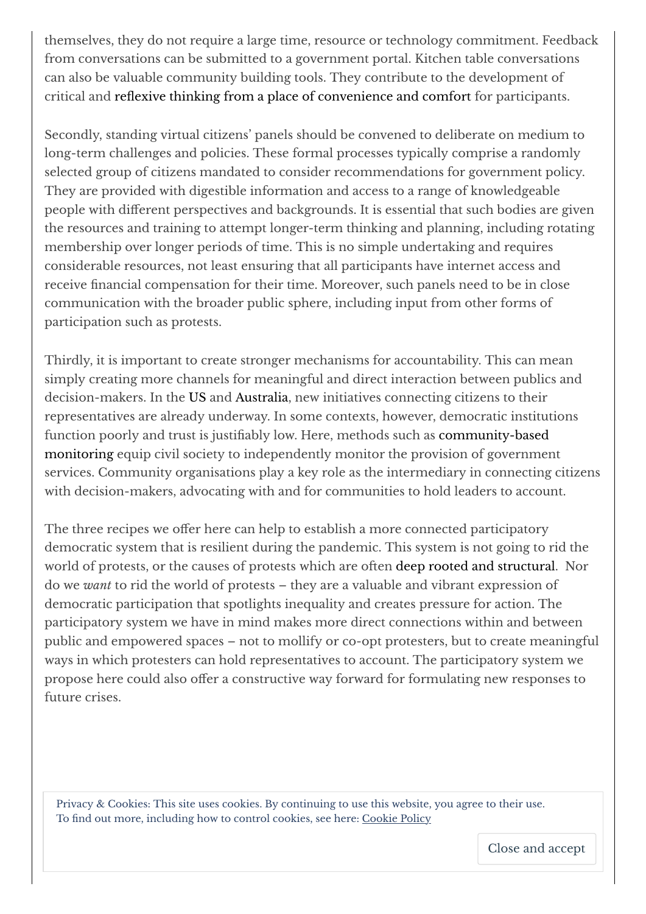themselves, they do not require a large time, resource or technology commitment. Feedback from conversations can be submitted to a government portal. Kitchen table conversations can also be valuable community building tools. They contribute to the development of critical and reflexive thinking from a place of convenience and comfort for participants.

Secondly, standing virtual citizens' panels should be convened to deliberate on medium to long-term challenges and policies. These formal processes typically comprise a randomly selected group of citizens mandated to consider recommendations for government policy. They are provided with digestible information and access to a range of knowledgeable people with different perspectives and backgrounds. It is essential that such bodies are given the resources and training to attempt longer-term thinking and planning, including rotating membership over longer periods of time. This is no simple undertaking and requires considerable resources, not least ensuring that all participants have internet access and receive financial compensation for their time. Moreover, such panels need to be in close communication with the broader public sphere, including input from other forms of participation such as protests.

Thirdly, it is important to create stronger mechanisms for accountability. This can mean simply creating more channels for meaningful and direct interaction between publics and decision-makers. In the US and Australia, new initiatives connecting citizens to their representatives are already underway. In some contexts, however, democratic institutions function poorly and trust is justifiably low. Here, methods such as community-based monitoring equip civil society to independently monitor the provision of government services. Community organisations play a key role as the intermediary in connecting citizens with decision-makers, advocating with and for communities to hold leaders to account.

The three recipes we offer here can help to establish a more connected participatory democratic system that is resilient during the pandemic. This system is not going to rid the world of protests, or the causes of protests which are often deep rooted and structural. Nor do we *want* to rid the world of protests – they are a valuable and vibrant expression of democratic participation that spotlights inequality and creates pressure for action. The participatory system we have in mind makes more direct connections within and between public and empowered spaces – not to mollify or co-opt protesters, but to create meaningful ways in which protesters can hold representatives to account. The participatory system we propose here could also offer a constructive way forward for formulating new responses to future crises.

Privacy & Cookies: This site uses cookies. By continuing to use this website, you agree to their use.
To find out more, including how to control cookies, see here: Cookie Policy

Close and accept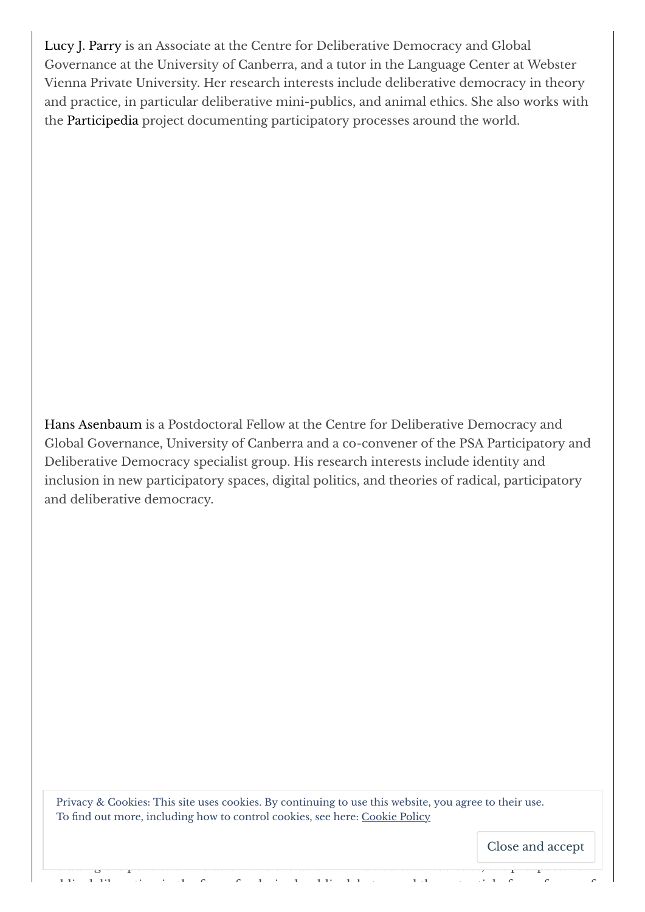Lucy J. Parry is an Associate at the Centre for Deliberative Democracy and Global Governance at the University of Canberra, and a tutor in the Language Center at Webster Vienna Private University. Her research interests include deliberative democracy in theory and practice, in particular deliberative mini-publics, and animal ethics. She also works with the Participedia project documenting participatory processes around the world.

Hans Asenbaum is a Postdoctoral Fellow at the Centre for Deliberative Democracy and Global Governance, University of Canberra and a co-convener of the PSA Participatory and Deliberative Democracy specialist group. His research interests include identity and inclusion in new participatory spaces, digital politics, and theories of radical, participatory and deliberative democracy.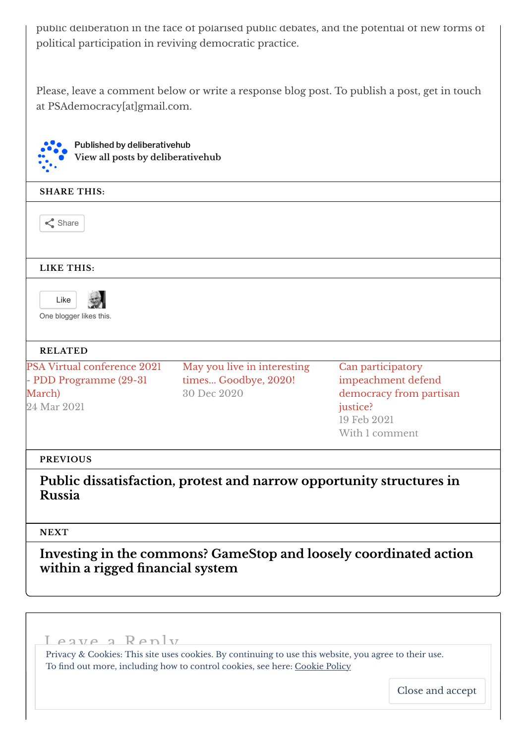public deliberation in the face of polarised public debates, and the potential of new forms of political participation in reviving democratic practice.

Please, leave a comment below or write a response blog post. To publish a post, get in touch at PSAdemocracy[at]gmail.com.

**Published by deliberativehub**
**View all posts by deliberativehub**

### SHARE THIS:

Share

### LIKE THIS:

Like

One blogger likes this.

### RELATED

PSA Virtual conference 2021 - PDD Programme (29-31 March)
24 Mar 2021

May you live in interesting times... Goodbye, 2020!
30 Dec 2020

Can participatory impeachment defend democracy from partisan justice?
19 Feb 2021
With 1 comment

### PREVIOUS

**Public dissatisfaction, protest and narrow opportunity structures in Russia**

### NEXT

**Investing in the commons? GameStop and loosely coordinated action within a rigged financial system**

## Leave a Reply

Privacy & Cookies: This site uses cookies. By continuing to use this website, you agree to their use.
To find out more, including how to control cookies, see here: Cookie Policy

Close and accept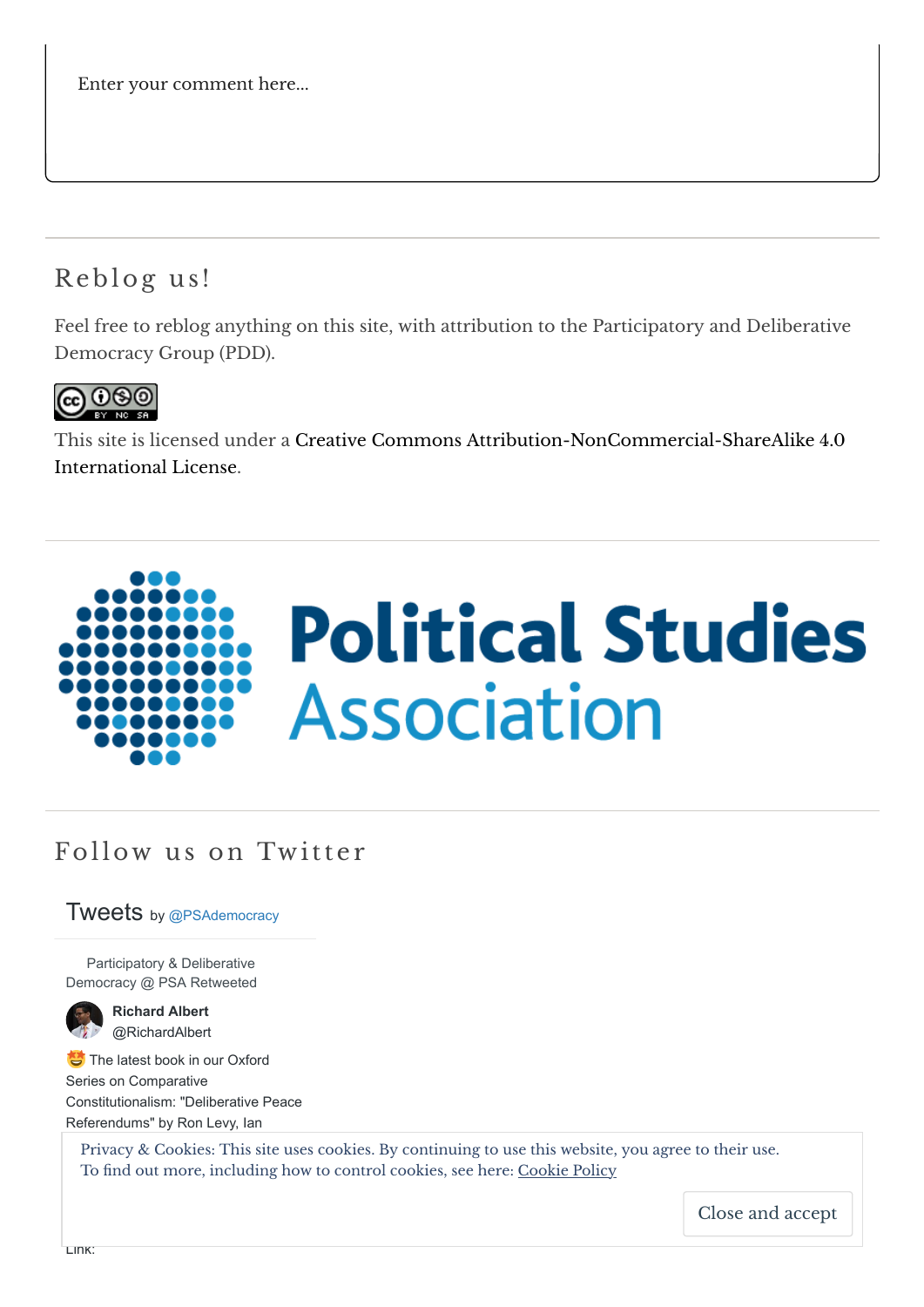Enter your comment here...

## Reblog us!

Feel free to reblog anything on this site, with attribution to the Participatory and Deliberative Democracy Group (PDD).

This site is licensed under a Creative Commons Attribution-NonCommercial-ShareAlike 4.0 International License.

Political Studies Association

## Follow us on Twitter

Tweets by @PSAdemocracy

Participatory & Deliberative Democracy @ PSA Retweeted

**Richard Albert**
@RichardAlbert

🤩 The latest book in our Oxford Series on Comparative Constitutionalism: "Deliberative Peace Referendums" by Ron Levy, Ian

Privacy & Cookies: This site uses cookies. By continuing to use this website, you agree to their use.
To find out more, including how to control cookies, see here: Cookie Policy

Close and accept

Link: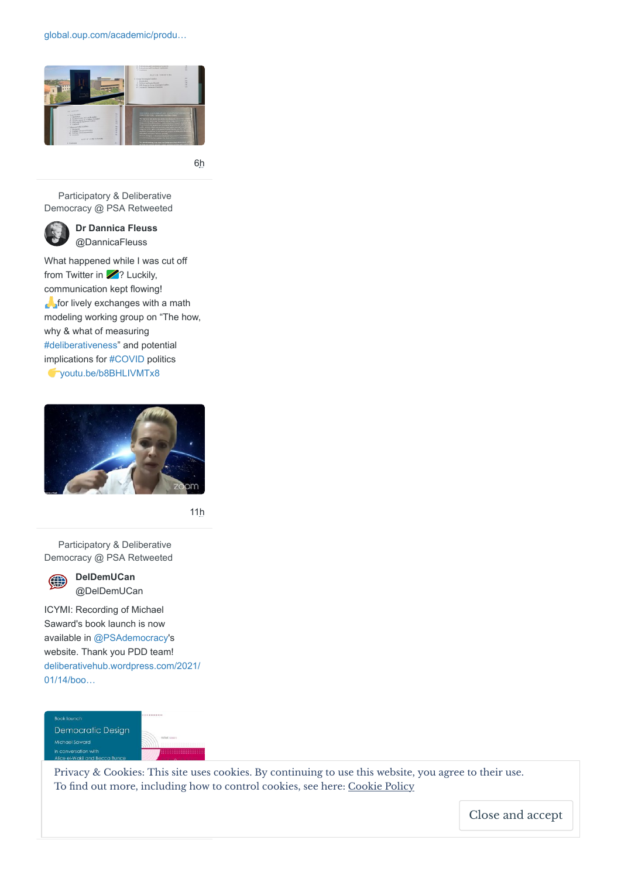global.oup.com/academic/produ…

6h

Participatory & Deliberative Democracy @ PSA Retweeted

**Dr Dannica Fleuss**
@DannicaFleuss

What happened while I was cut off from Twitter in 🇹🇿? Luckily, communication kept flowing! 🙏for lively exchanges with a math modeling working group on "The how, why & what of measuring #deliberativeness" and potential implications for #COVID politics 👉youtu.be/b8BHLIVMTx8

11h

Participatory & Deliberative Democracy @ PSA Retweeted

**DelDemUCan**
@DelDemUCan

ICYMI: Recording of Michael Saward's book launch is now available in @PSAdemocracy's website. Thank you PDD team! deliberativehub.wordpress.com/2021/01/14/boo…

Privacy & Cookies: This site uses cookies. By continuing to use this website, you agree to their use.
To find out more, including how to control cookies, see here: Cookie Policy

Close and accept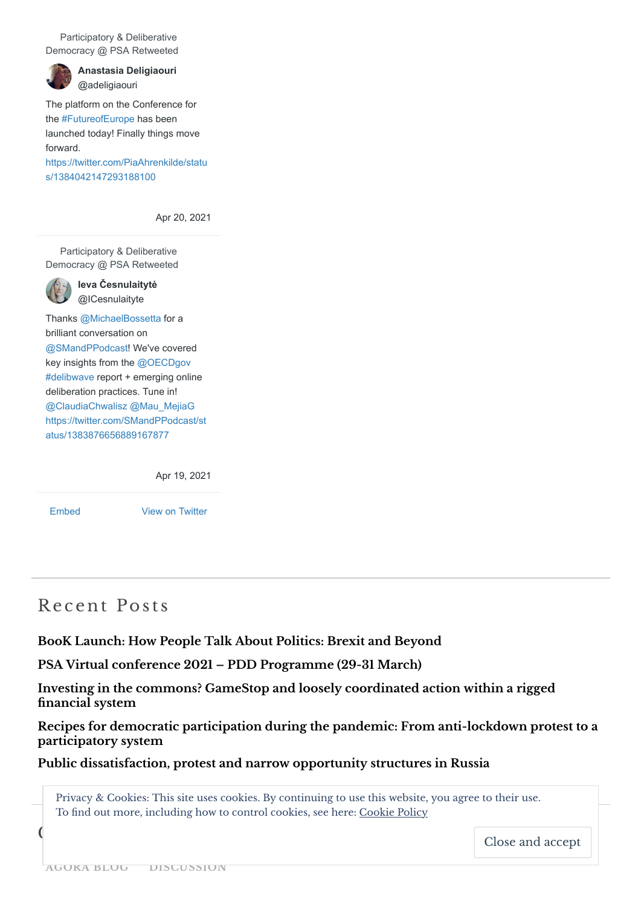Participatory & Deliberative Democracy @ PSA Retweeted

**Anastasia Deligiaouri**
@adeligiaouri

The platform on the Conference for the #FutureofEurope has been launched today! Finally things move forward.
https://twitter.com/PiaAhrenkilde/status/1384042147293188100

Apr 20, 2021

Participatory & Deliberative Democracy @ PSA Retweeted

**Ieva Česnulaitytė**
@ICesnulaityte

Thanks @MichaelBossetta for a brilliant conversation on @SMandPPodcast! We've covered key insights from the @OECDgov #delibwave report + emerging online deliberation practices. Tune in! @ClaudiaChwalisz @Mau_MejiaG
https://twitter.com/SMandPPodcast/status/1383876656889167877

Apr 19, 2021

Embed    View on Twitter

## Recent Posts

**BooK Launch: How People Talk About Politics: Brexit and Beyond**

**PSA Virtual conference 2021 – PDD Programme (29-31 March)**

**Investing in the commons? GameStop and loosely coordinated action within a rigged financial system**

**Recipes for democratic participation during the pandemic: From anti-lockdown protest to a participatory system**

**Public dissatisfaction, protest and narrow opportunity structures in Russia**

Privacy & Cookies: This site uses cookies. By continuing to use this website, you agree to their use.
To find out more, including how to control cookies, see here: Cookie Policy

Close and accept

AGORA BLOG    DISCUSSION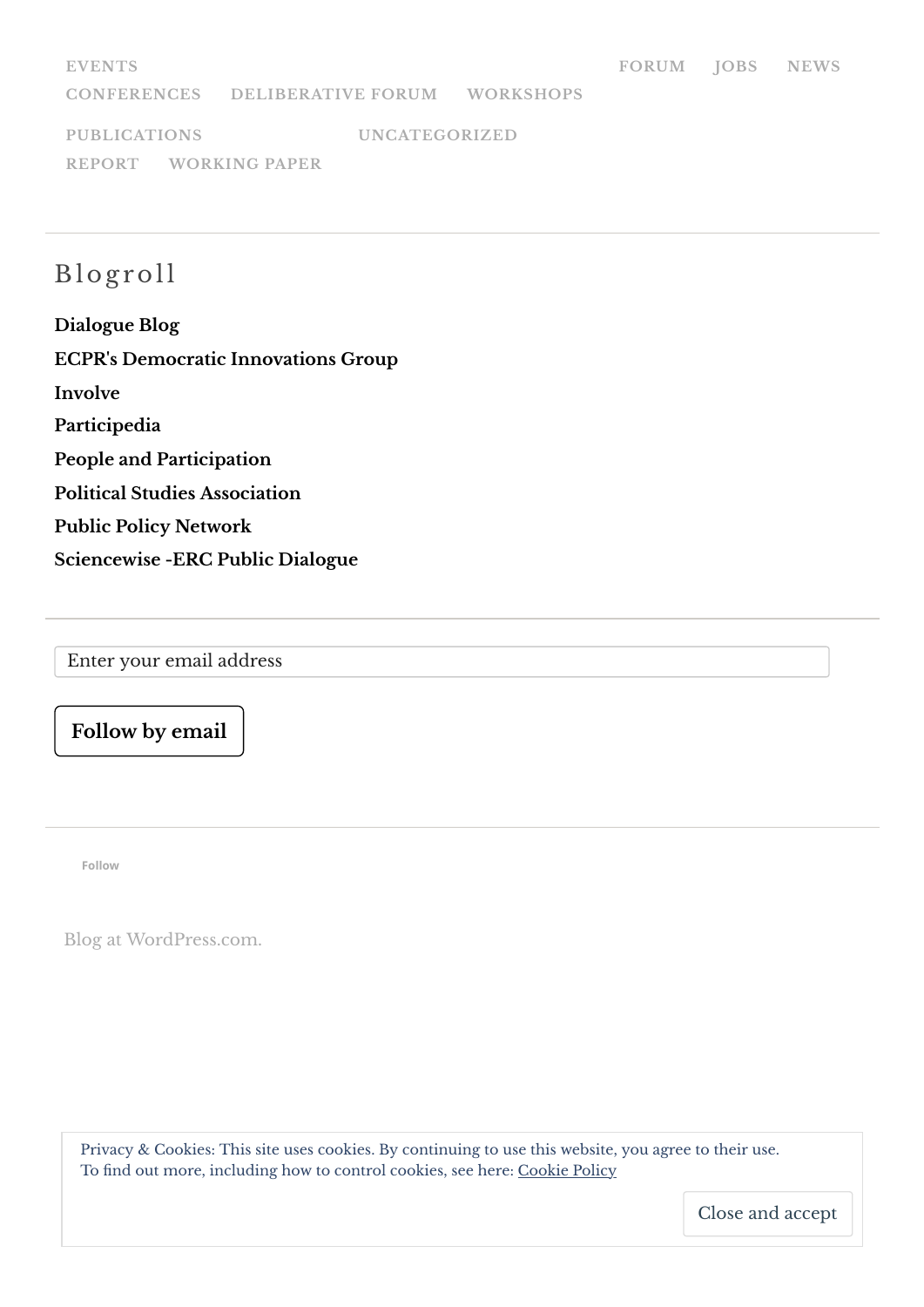EVENTS

CONFERENCES DELIBERATIVE FORUM WORKSHOPS

FORUM JOBS NEWS

PUBLICATIONS

REPORT WORKING PAPER

UNCATEGORIZED

## Blogroll

**Dialogue Blog**

**ECPR's Democratic Innovations Group**

**Involve**

**Participedia**

**People and Participation**

**Political Studies Association**

**Public Policy Network**

**Sciencewise -ERC Public Dialogue**

Enter your email address

**Follow by email**

Follow

Blog at WordPress.com.

Privacy & Cookies: This site uses cookies. By continuing to use this website, you agree to their use.
To find out more, including how to control cookies, see here: Cookie Policy

Close and accept